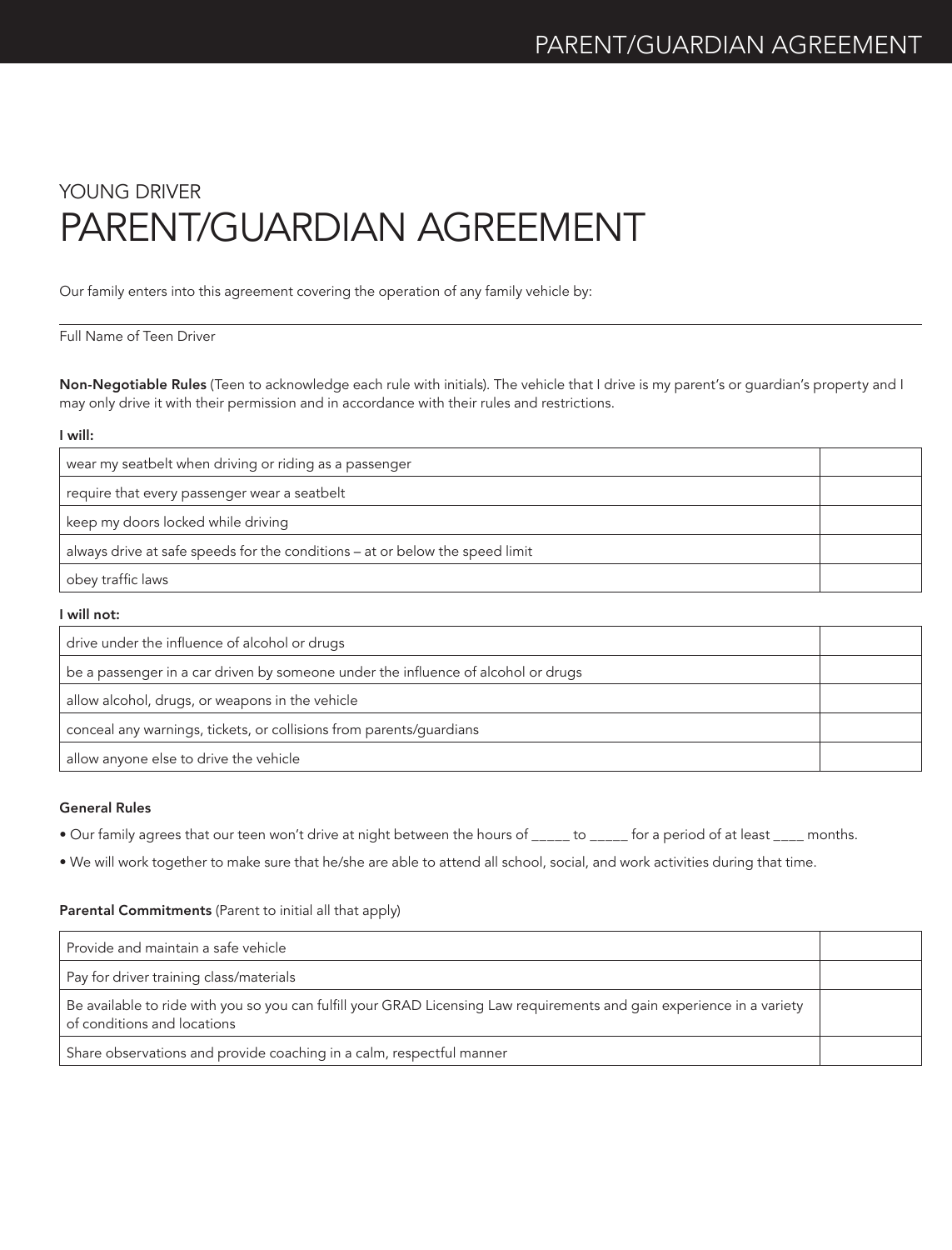YOUNG DRIVER

# PARENT/GUARDIAN AGREEMENT

Our family enters into this agreement covering the operation of any family vehicle by:

\_\_\_\_\_\_\_\_\_\_\_\_\_\_\_\_\_\_\_\_\_\_\_\_\_\_\_\_\_\_\_\_\_\_\_\_\_\_\_\_\_\_\_\_

Full Name of Teen Driver

**Non-Negotiable Rules** (Teen to acknowledge each rule with initials). The vehicle that I drive is my parent's or guardian's property and I may only drive it with their permission and in accordance with their rules and restrictions.

**I will:**

| | |
|---|---|
| wear my seatbelt when driving or riding as a passenger | |
| require that every passenger wear a seatbelt | |
| keep my doors locked while driving | |
| always drive at safe speeds for the conditions – at or below the speed limit | |
| obey traffic laws | |

**I will not:**

| | |
|---|---|
| drive under the influence of alcohol or drugs | |
| be a passenger in a car driven by someone under the influence of alcohol or drugs | |
| allow alcohol, drugs, or weapons in the vehicle | |
| conceal any warnings, tickets, or collisions from parents/guardians | |
| allow anyone else to drive the vehicle | |

**General Rules**

- Our family agrees that our teen won't drive at night between the hours of _____ to _____ for a period of at least ____ months.
- We will work together to make sure that he/she are able to attend all school, social, and work activities during that time.

**Parental Commitments** (Parent to initial all that apply)

| | |
|---|---|
| Provide and maintain a safe vehicle | |
| Pay for driver training class/materials | |
| Be available to ride with you so you can fulfill your GRAD Licensing Law requirements and gain experience in a variety of conditions and locations | |
| Share observations and provide coaching in a calm, respectful manner | |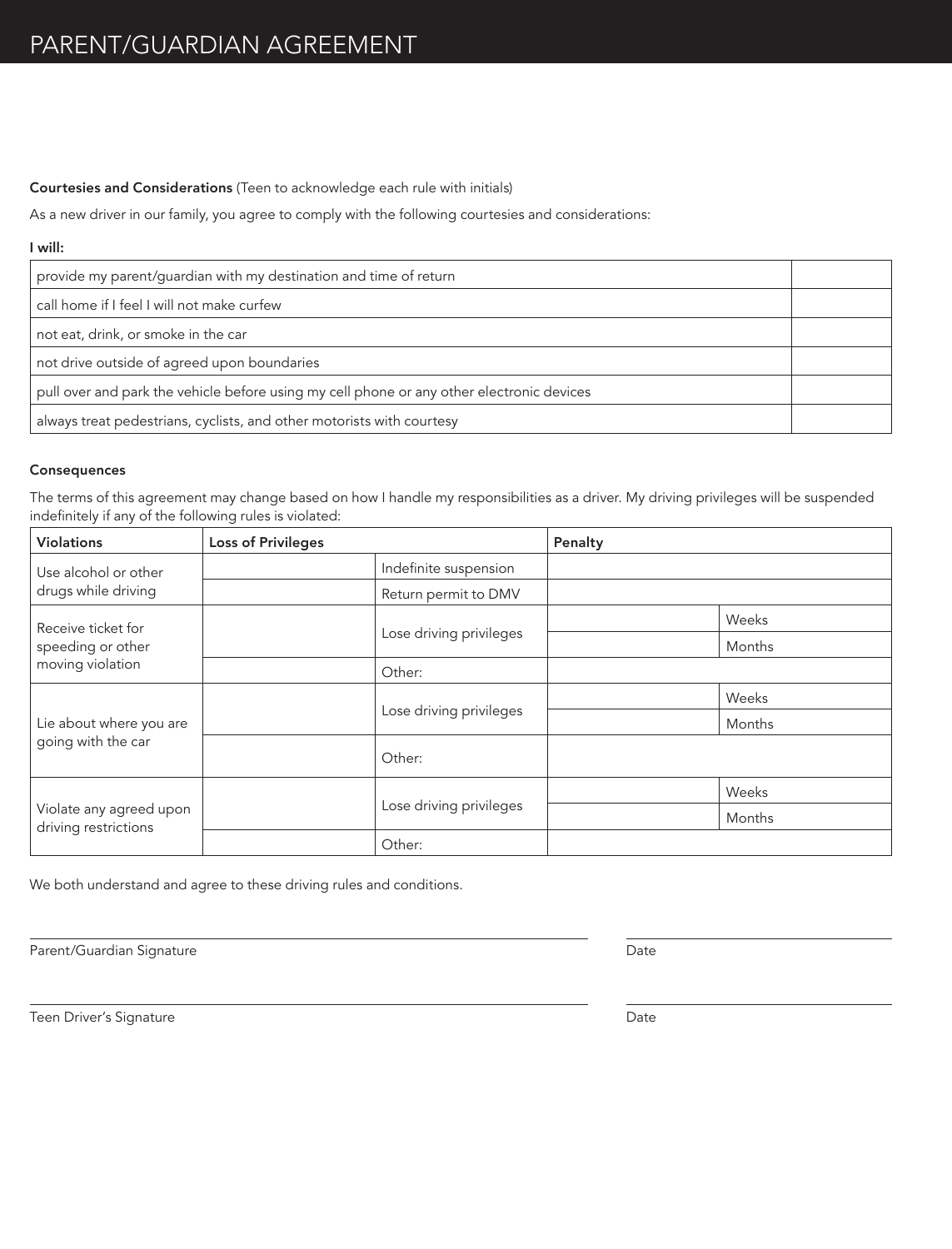# PARENT/GUARDIAN AGREEMENT

**Courtesies and Considerations** (Teen to acknowledge each rule with initials)

As a new driver in our family, you agree to comply with the following courtesies and considerations:

**I will:**

| | |
|---|---|
| provide my parent/guardian with my destination and time of return | |
| call home if I feel I will not make curfew | |
| not eat, drink, or smoke in the car | |
| not drive outside of agreed upon boundaries | |
| pull over and park the vehicle before using my cell phone or any other electronic devices | |
| always treat pedestrians, cyclists, and other motorists with courtesy | |

**Consequences**

The terms of this agreement may change based on how I handle my responsibilities as a driver. My driving privileges will be suspended indefinitely if any of the following rules is violated:

| Violations | Loss of Privileges | | Penalty | |
|---|---|---|---|---|
| Use alcohol or other drugs while driving | | Indefinite suspension | | |
| | | Return permit to DMV | | |
| Receive ticket for speeding or other moving violation | | Lose driving privileges | | Weeks |
| | | | | Months |
| | | Other: | | |
| Lie about where you are going with the car | | Lose driving privileges | | Weeks |
| | | | | Months |
| | | Other: | | |
| Violate any agreed upon driving restrictions | | Lose driving privileges | | Weeks |
| | | | | Months |
| | | Other: | | |

We both understand and agree to these driving rules and conditions.

Parent/Guardian Signature _______________________ Date _______________

Teen Driver's Signature _______________________ Date _______________